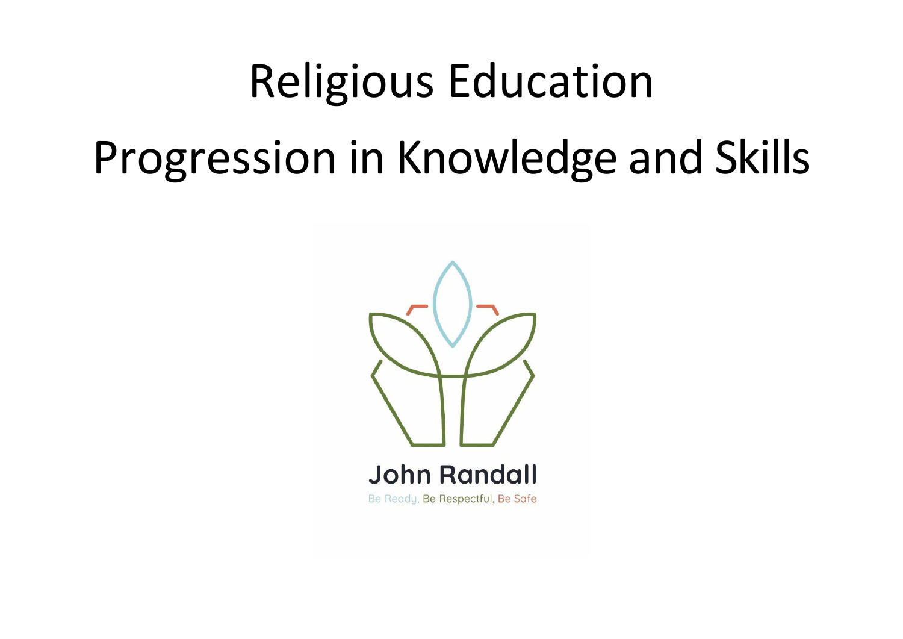# Religious Education

# Progression in Knowledge and Skills

John Randall

Be Ready, Be Respectful, Be Safe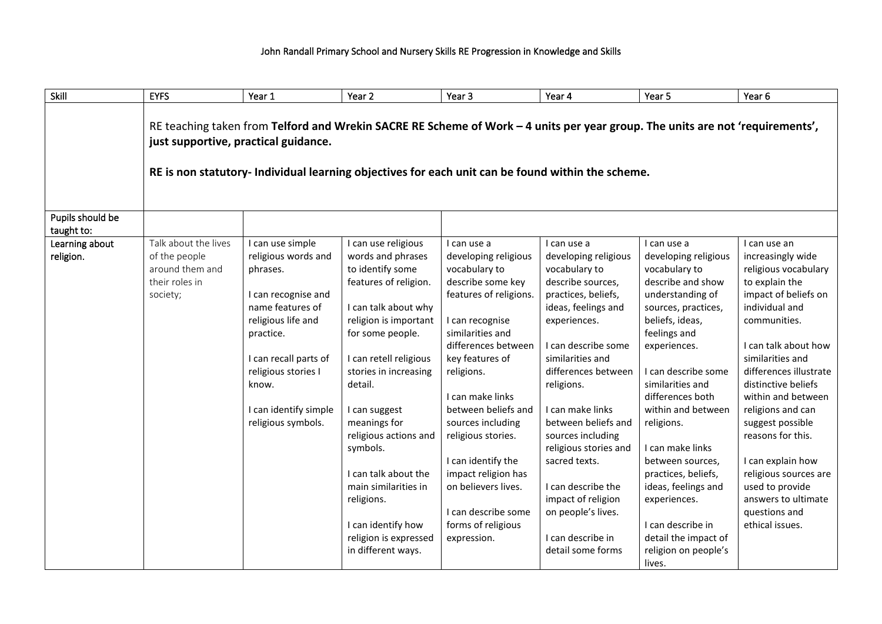John Randall Primary School and Nursery Skills RE Progression in Knowledge and Skills

| Skill | EYFS | Year 1 | Year 2 | Year 3 | Year 4 | Year 5 | Year 6 |
|---|---|---|---|---|---|---|---|
| | RE teaching taken from **Telford and Wrekin SACRE RE Scheme of Work – 4 units per year group. The units are not 'requirements', just supportive, practical guidance.** **RE is non statutory- Individual learning objectives for each unit can be found within the scheme.** | | | | | | |
| Pupils should be taught to: | | | | | | | |
| Learning about religion. | Talk about the lives of the people around them and their roles in society; | I can use simple religious words and phrases. I can recognise and name features of religious life and practice. I can recall parts of religious stories I know. I can identify simple religious symbols. | I can use religious words and phrases to identify some features of religion. I can talk about why religion is important for some people. I can retell religious stories in increasing detail. I can suggest meanings for religious actions and symbols. I can talk about the main similarities in religions. I can identify how religion is expressed in different ways. | I can use a developing religious vocabulary to describe some key features of religions. I can recognise similarities and differences between key features of religions. I can make links between beliefs and sources including religious stories. I can identify the impact religion has on believers lives. I can describe some forms of religious expression. | I can use a developing religious vocabulary to describe sources, practices, beliefs, ideas, feelings and experiences. I can describe some similarities and differences between religions. I can make links between beliefs and sources including religious stories and sacred texts. I can describe the impact of religion on people's lives. I can describe in detail some forms | I can use a developing religious vocabulary to describe and show understanding of sources, practices, beliefs, ideas, feelings and experiences. I can describe some similarities and differences both within and between religions. I can make links between sources, practices, beliefs, ideas, feelings and experiences. I can describe in detail the impact of religion on people's lives. | I can use an increasingly wide religious vocabulary to explain the impact of beliefs on individual and communities. I can talk about how similarities and differences illustrate distinctive beliefs within and between religions and can suggest possible reasons for this. I can explain how religious sources are used to provide answers to ultimate questions and ethical issues. |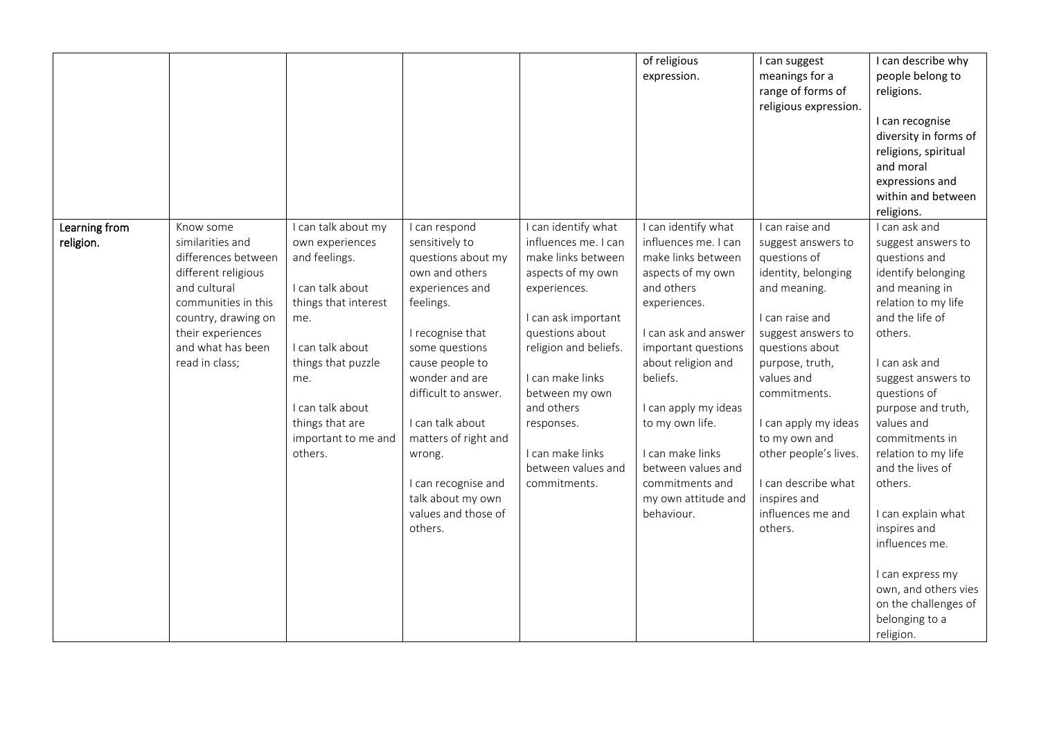| | | | | | | | |
|---|---|---|---|---|---|---|---|
| | | | | | of religious expression. | I can suggest meanings for a range of forms of religious expression. | I can describe why people belong to religions.<br><br>I can recognise diversity in forms of religions, spiritual and moral expressions and within and between religions. |
| **Learning from religion.** | Know some similarities and differences between different religious and cultural communities in this country, drawing on their experiences and what has been read in class; | I can talk about my own experiences and feelings.<br><br>I can talk about things that interest me.<br><br>I can talk about things that puzzle me.<br><br>I can talk about things that are important to me and others. | I can respond sensitively to questions about my own and others experiences and feelings.<br><br>I recognise that some questions cause people to wonder and are difficult to answer.<br><br>I can talk about matters of right and wrong.<br><br>I can recognise and talk about my own values and those of others. | I can identify what influences me. I can make links between aspects of my own experiences.<br><br>I can ask important questions about religion and beliefs.<br><br>I can make links between my own and others responses.<br><br>I can make links between values and commitments. | I can identify what influences me. I can make links between aspects of my own and others experiences.<br><br>I can ask and answer important questions about religion and beliefs.<br><br>I can apply my ideas to my own life.<br><br>I can make links between values and commitments and my own attitude and behaviour. | I can raise and suggest answers to questions of identity, belonging and meaning.<br><br>I can raise and suggest answers to questions about purpose, truth, values and commitments.<br><br>I can apply my ideas to my own and other people's lives.<br><br>I can describe what inspires and influences me and others. | I can ask and suggest answers to questions and identify belonging and meaning in relation to my life and the life of others.<br><br>I can ask and suggest answers to questions of purpose and truth, values and commitments in relation to my life and the lives of others.<br><br>I can explain what inspires and influences me.<br><br>I can express my own, and others vies on the challenges of belonging to a religion. |